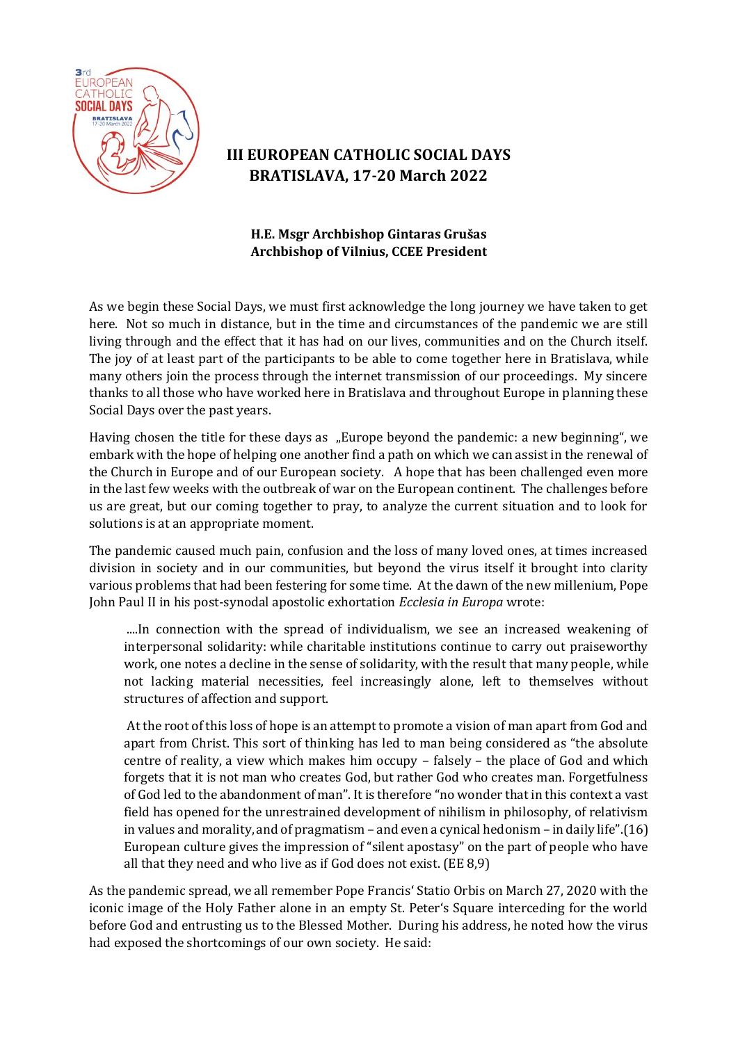# III EUROPEAN CATHOLIC SOCIAL DAYS
# BRATISLAVA, 17-20 March 2022

**H.E. Msgr Archbishop Gintaras Grušas**
**Archbishop of Vilnius, CCEE President**

As we begin these Social Days, we must first acknowledge the long journey we have taken to get here. Not so much in distance, but in the time and circumstances of the pandemic we are still living through and the effect that it has had on our lives, communities and on the Church itself. The joy of at least part of the participants to be able to come together here in Bratislava, while many others join the process through the internet transmission of our proceedings. My sincere thanks to all those who have worked here in Bratislava and throughout Europe in planning these Social Days over the past years.

Having chosen the title for these days as „Europe beyond the pandemic: a new beginning", we embark with the hope of helping one another find a path on which we can assist in the renewal of the Church in Europe and of our European society. A hope that has been challenged even more in the last few weeks with the outbreak of war on the European continent. The challenges before us are great, but our coming together to pray, to analyze the current situation and to look for solutions is at an appropriate moment.

The pandemic caused much pain, confusion and the loss of many loved ones, at times increased division in society and in our communities, but beyond the virus itself it brought into clarity various problems that had been festering for some time. At the dawn of the new millenium, Pope John Paul II in his post-synodal apostolic exhortation *Ecclesia in Europa* wrote:

> ....In connection with the spread of individualism, we see an increased weakening of interpersonal solidarity: while charitable institutions continue to carry out praiseworthy work, one notes a decline in the sense of solidarity, with the result that many people, while not lacking material necessities, feel increasingly alone, left to themselves without structures of affection and support.
>
> At the root of this loss of hope is an attempt to promote a vision of man apart from God and apart from Christ. This sort of thinking has led to man being considered as "the absolute centre of reality, a view which makes him occupy – falsely – the place of God and which forgets that it is not man who creates God, but rather God who creates man. Forgetfulness of God led to the abandonment of man". It is therefore "no wonder that in this context a vast field has opened for the unrestrained development of nihilism in philosophy, of relativism in values and morality, and of pragmatism – and even a cynical hedonism – in daily life".(16) European culture gives the impression of "silent apostasy" on the part of people who have all that they need and who live as if God does not exist. (EE 8,9)

As the pandemic spread, we all remember Pope Francis' Statio Orbis on March 27, 2020 with the iconic image of the Holy Father alone in an empty St. Peter's Square interceding for the world before God and entrusting us to the Blessed Mother. During his address, he noted how the virus had exposed the shortcomings of our own society. He said: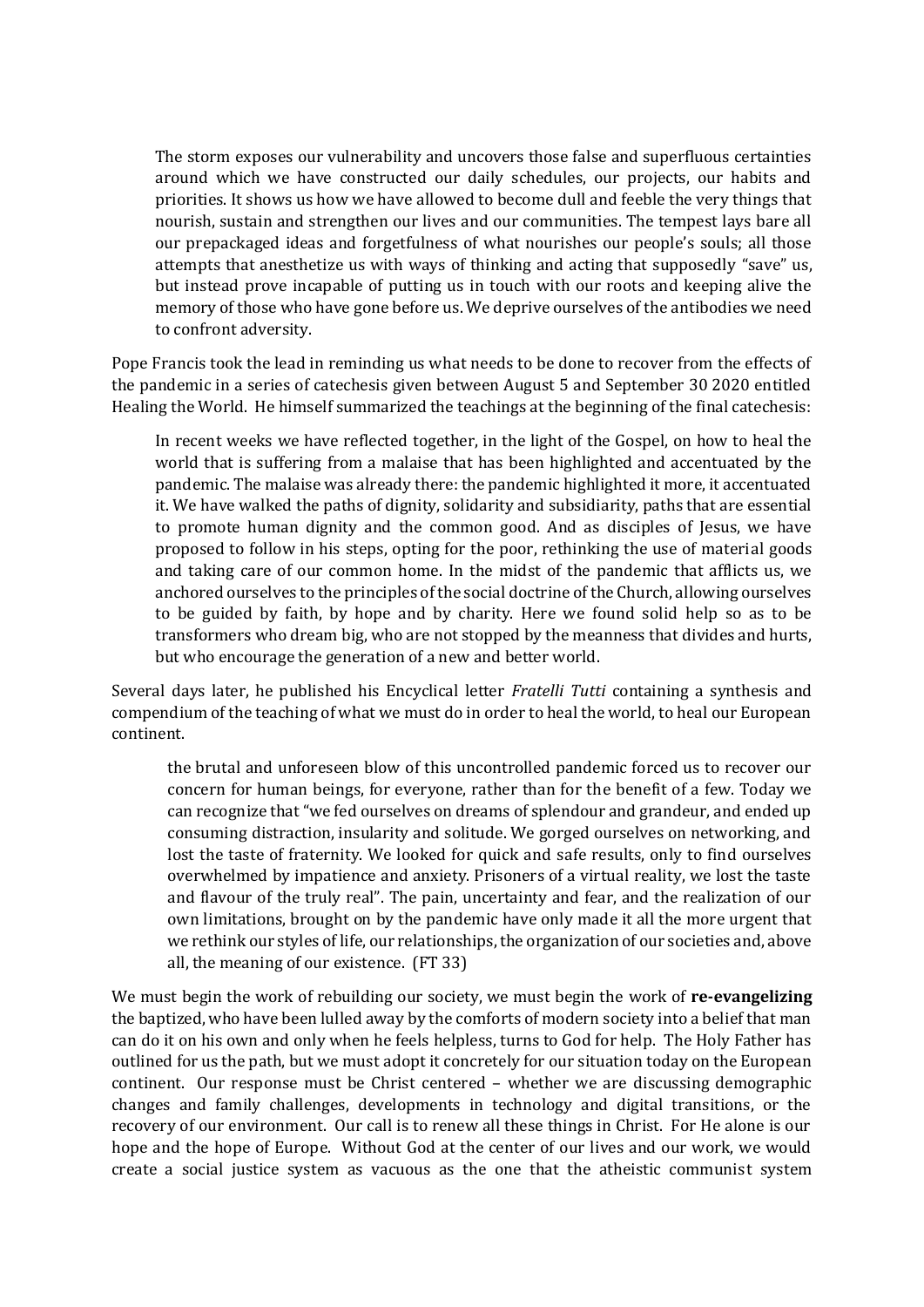> The storm exposes our vulnerability and uncovers those false and superfluous certainties around which we have constructed our daily schedules, our projects, our habits and priorities. It shows us how we have allowed to become dull and feeble the very things that nourish, sustain and strengthen our lives and our communities. The tempest lays bare all our prepackaged ideas and forgetfulness of what nourishes our people's souls; all those attempts that anesthetize us with ways of thinking and acting that supposedly "save" us, but instead prove incapable of putting us in touch with our roots and keeping alive the memory of those who have gone before us. We deprive ourselves of the antibodies we need to confront adversity.

Pope Francis took the lead in reminding us what needs to be done to recover from the effects of the pandemic in a series of catechesis given between August 5 and September 30 2020 entitled Healing the World. He himself summarized the teachings at the beginning of the final catechesis:

> In recent weeks we have reflected together, in the light of the Gospel, on how to heal the world that is suffering from a malaise that has been highlighted and accentuated by the pandemic. The malaise was already there: the pandemic highlighted it more, it accentuated it. We have walked the paths of dignity, solidarity and subsidiarity, paths that are essential to promote human dignity and the common good. And as disciples of Jesus, we have proposed to follow in his steps, opting for the poor, rethinking the use of material goods and taking care of our common home. In the midst of the pandemic that afflicts us, we anchored ourselves to the principles of the social doctrine of the Church, allowing ourselves to be guided by faith, by hope and by charity. Here we found solid help so as to be transformers who dream big, who are not stopped by the meanness that divides and hurts, but who encourage the generation of a new and better world.

Several days later, he published his Encyclical letter *Fratelli Tutti* containing a synthesis and compendium of the teaching of what we must do in order to heal the world, to heal our European continent.

> the brutal and unforeseen blow of this uncontrolled pandemic forced us to recover our concern for human beings, for everyone, rather than for the benefit of a few. Today we can recognize that "we fed ourselves on dreams of splendour and grandeur, and ended up consuming distraction, insularity and solitude. We gorged ourselves on networking, and lost the taste of fraternity. We looked for quick and safe results, only to find ourselves overwhelmed by impatience and anxiety. Prisoners of a virtual reality, we lost the taste and flavour of the truly real". The pain, uncertainty and fear, and the realization of our own limitations, brought on by the pandemic have only made it all the more urgent that we rethink our styles of life, our relationships, the organization of our societies and, above all, the meaning of our existence. (FT 33)

We must begin the work of rebuilding our society, we must begin the work of **re-evangelizing** the baptized, who have been lulled away by the comforts of modern society into a belief that man can do it on his own and only when he feels helpless, turns to God for help. The Holy Father has outlined for us the path, but we must adopt it concretely for our situation today on the European continent. Our response must be Christ centered – whether we are discussing demographic changes and family challenges, developments in technology and digital transitions, or the recovery of our environment. Our call is to renew all these things in Christ. For He alone is our hope and the hope of Europe. Without God at the center of our lives and our work, we would create a social justice system as vacuous as the one that the atheistic communist system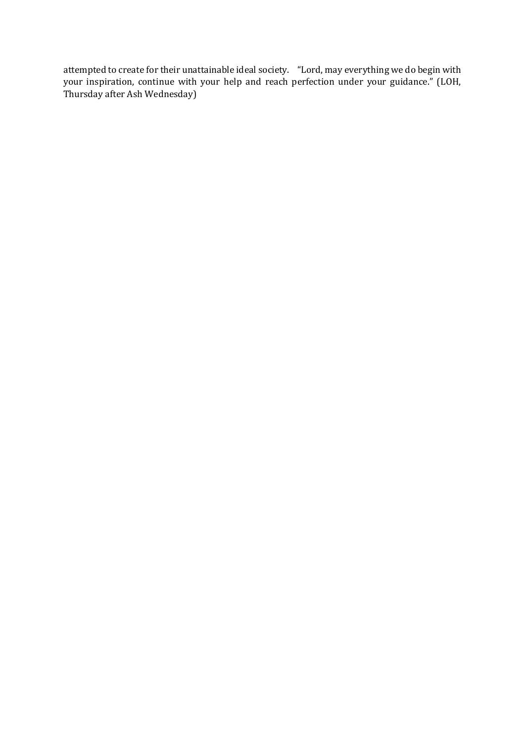attempted to create for their unattainable ideal society.  "Lord, may everything we do begin with your inspiration, continue with your help and reach perfection under your guidance." (LOH, Thursday after Ash Wednesday)